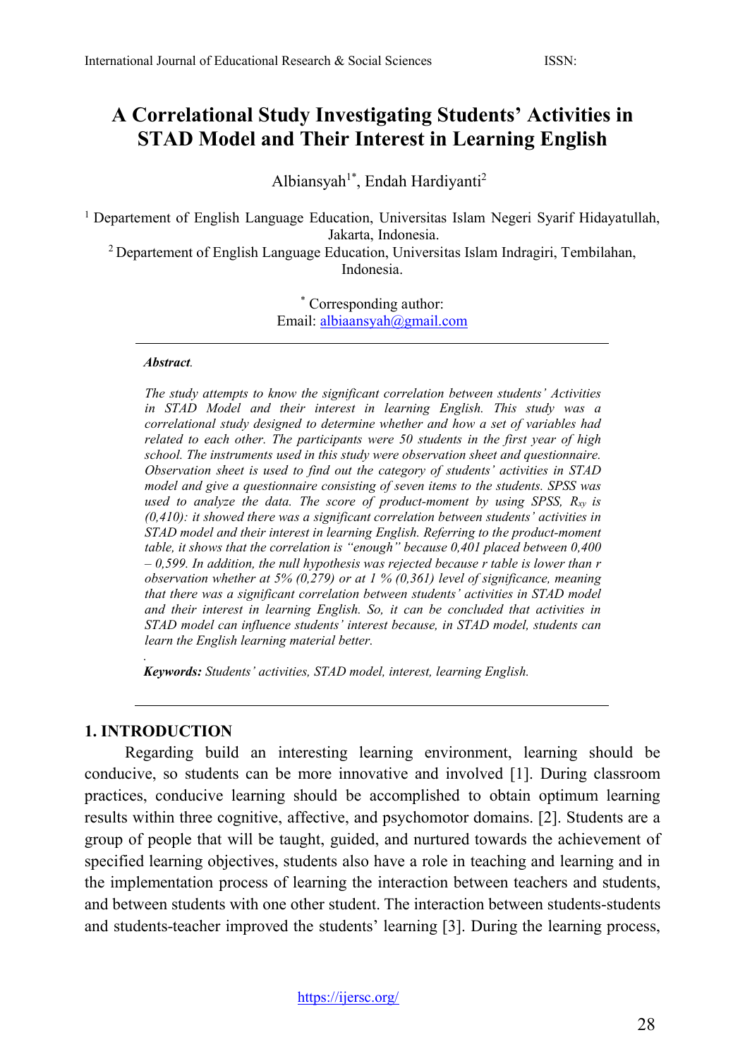# A Correlational Study Investigating Students' Activities in STAD Model and Their Interest in Learning English

Albiansyah[1*], Endah Hardiyanti[2]

[1] Departement of English Language Education, Universitas Islam Negeri Syarif Hidayatullah, Jakarta, Indonesia.
[2] Departement of English Language Education, Universitas Islam Indragiri, Tembilahan, Indonesia.

[*] Corresponding author:
Email: albiaansyah@gmail.com

***Abstract.***

*The study attempts to know the significant correlation between students' Activities in STAD Model and their interest in learning English. This study was a correlational study designed to determine whether and how a set of variables had related to each other. The participants were 50 students in the first year of high school. The instruments used in this study were observation sheet and questionnaire. Observation sheet is used to find out the category of students' activities in STAD model and give a questionnaire consisting of seven items to the students. SPSS was used to analyze the data. The score of product-moment by using SPSS, $R_{xy}$ is (0,410): it showed there was a significant correlation between students' activities in STAD model and their interest in learning English. Referring to the product-moment table, it shows that the correlation is "enough" because 0,401 placed between 0,400 – 0,599. In addition, the null hypothesis was rejected because r table is lower than r observation whether at 5% (0,279) or at 1 % (0,361) level of significance, meaning that there was a significant correlation between students' activities in STAD model and their interest in learning English. So, it can be concluded that activities in STAD model can influence students' interest because, in STAD model, students can learn the English learning material better.*

**Keywords:** *Students' activities, STAD model, interest, learning English.*

## 1. INTRODUCTION

Regarding build an interesting learning environment, learning should be conducive, so students can be more innovative and involved [1]. During classroom practices, conducive learning should be accomplished to obtain optimum learning results within three cognitive, affective, and psychomotor domains. [2]. Students are a group of people that will be taught, guided, and nurtured towards the achievement of specified learning objectives, students also have a role in teaching and learning and in the implementation process of learning the interaction between teachers and students, and between students with one other student. The interaction between students-students and students-teacher improved the students' learning [3]. During the learning process,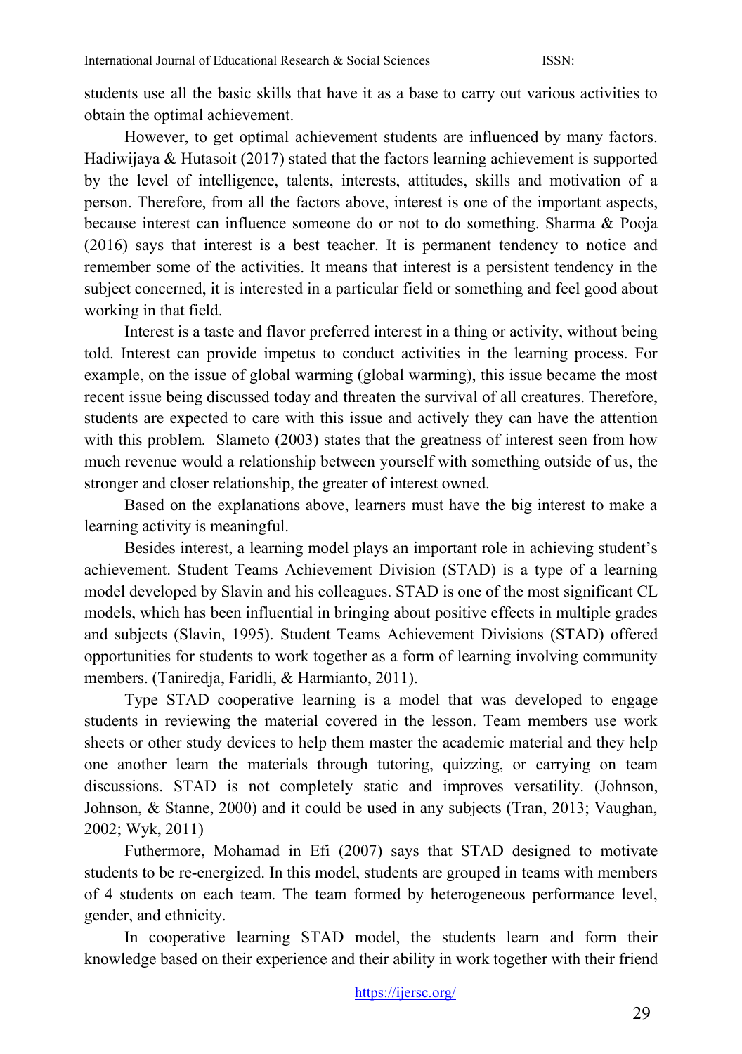students use all the basic skills that have it as a base to carry out various activities to obtain the optimal achievement.

However, to get optimal achievement students are influenced by many factors. Hadiwijaya & Hutasoit (2017) stated that the factors learning achievement is supported by the level of intelligence, talents, interests, attitudes, skills and motivation of a person. Therefore, from all the factors above, interest is one of the important aspects, because interest can influence someone do or not to do something. Sharma & Pooja (2016) says that interest is a best teacher. It is permanent tendency to notice and remember some of the activities. It means that interest is a persistent tendency in the subject concerned, it is interested in a particular field or something and feel good about working in that field.

Interest is a taste and flavor preferred interest in a thing or activity, without being told. Interest can provide impetus to conduct activities in the learning process. For example, on the issue of global warming (global warming), this issue became the most recent issue being discussed today and threaten the survival of all creatures. Therefore, students are expected to care with this issue and actively they can have the attention with this problem. Slameto (2003) states that the greatness of interest seen from how much revenue would a relationship between yourself with something outside of us, the stronger and closer relationship, the greater of interest owned.

Based on the explanations above, learners must have the big interest to make a learning activity is meaningful.

Besides interest, a learning model plays an important role in achieving student's achievement. Student Teams Achievement Division (STAD) is a type of a learning model developed by Slavin and his colleagues. STAD is one of the most significant CL models, which has been influential in bringing about positive effects in multiple grades and subjects (Slavin, 1995). Student Teams Achievement Divisions (STAD) offered opportunities for students to work together as a form of learning involving community members. (Taniredja, Faridli, & Harmianto, 2011).

Type STAD cooperative learning is a model that was developed to engage students in reviewing the material covered in the lesson. Team members use work sheets or other study devices to help them master the academic material and they help one another learn the materials through tutoring, quizzing, or carrying on team discussions. STAD is not completely static and improves versatility. (Johnson, Johnson, & Stanne, 2000) and it could be used in any subjects (Tran, 2013; Vaughan, 2002; Wyk, 2011)

Futhermore, Mohamad in Efi (2007) says that STAD designed to motivate students to be re-energized. In this model, students are grouped in teams with members of 4 students on each team. The team formed by heterogeneous performance level, gender, and ethnicity.

In cooperative learning STAD model, the students learn and form their knowledge based on their experience and their ability in work together with their friend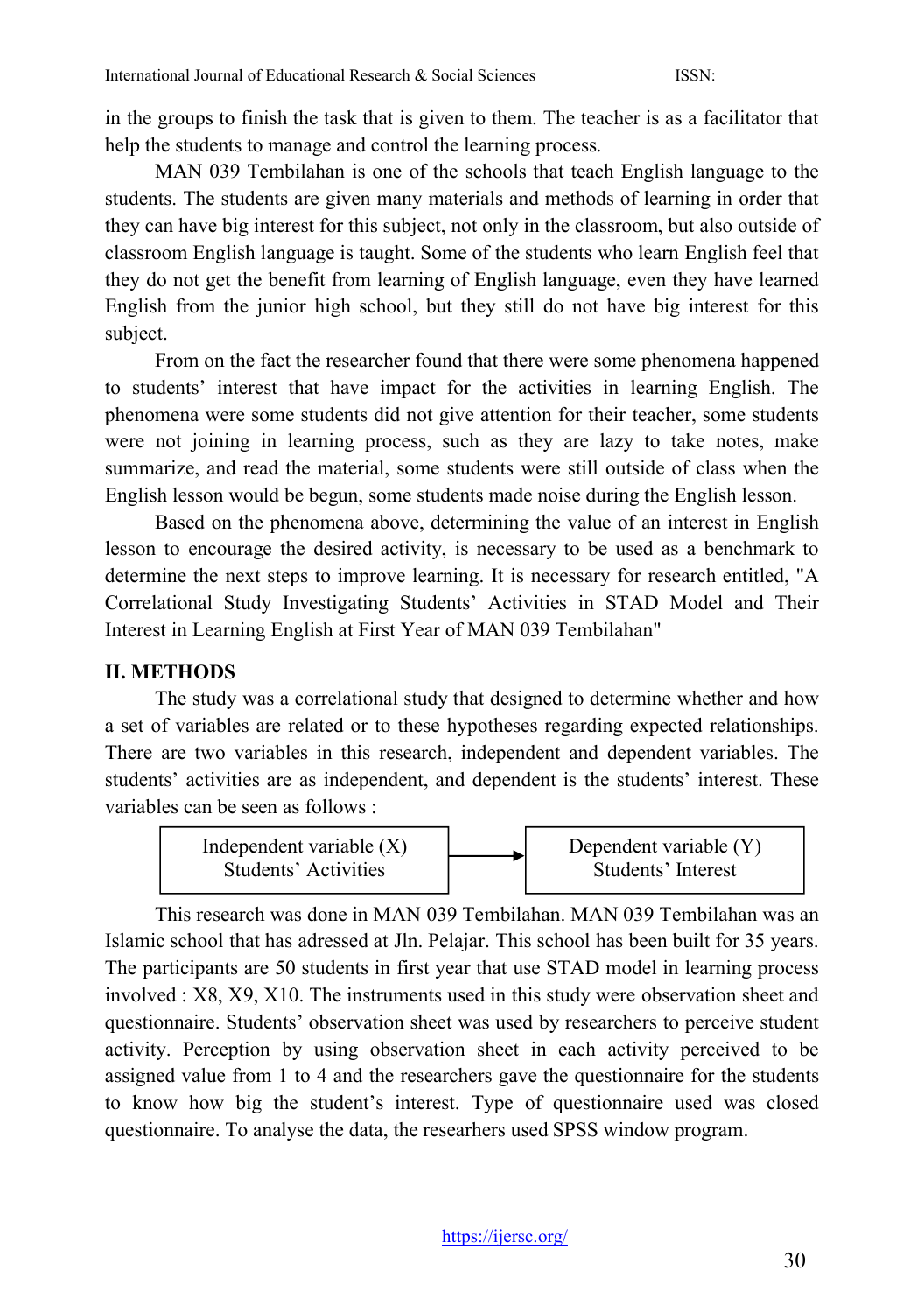in the groups to finish the task that is given to them. The teacher is as a facilitator that help the students to manage and control the learning process.

MAN 039 Tembilahan is one of the schools that teach English language to the students. The students are given many materials and methods of learning in order that they can have big interest for this subject, not only in the classroom, but also outside of classroom English language is taught. Some of the students who learn English feel that they do not get the benefit from learning of English language, even they have learned English from the junior high school, but they still do not have big interest for this subject.

From on the fact the researcher found that there were some phenomena happened to students' interest that have impact for the activities in learning English. The phenomena were some students did not give attention for their teacher, some students were not joining in learning process, such as they are lazy to take notes, make summarize, and read the material, some students were still outside of class when the English lesson would be begun, some students made noise during the English lesson.

Based on the phenomena above, determining the value of an interest in English lesson to encourage the desired activity, is necessary to be used as a benchmark to determine the next steps to improve learning. It is necessary for research entitled, "A Correlational Study Investigating Students' Activities in STAD Model and Their Interest in Learning English at First Year of MAN 039 Tembilahan"

## II. METHODS

The study was a correlational study that designed to determine whether and how a set of variables are related or to these hypotheses regarding expected relationships. There are two variables in this research, independent and dependent variables. The students' activities are as independent, and dependent is the students' interest. These variables can be seen as follows :

Independent variable (X)
Students' Activities

→

Dependent variable (Y)
Students' Interest

This research was done in MAN 039 Tembilahan. MAN 039 Tembilahan was an Islamic school that has adressed at Jln. Pelajar. This school has been built for 35 years. The participants are 50 students in first year that use STAD model in learning process involved : X8, X9, X10. The instruments used in this study were observation sheet and questionnaire. Students' observation sheet was used by researchers to perceive student activity. Perception by using observation sheet in each activity perceived to be assigned value from 1 to 4 and the researchers gave the questionnaire for the students to know how big the student's interest. Type of questionnaire used was closed questionnaire. To analyse the data, the researhers used SPSS window program.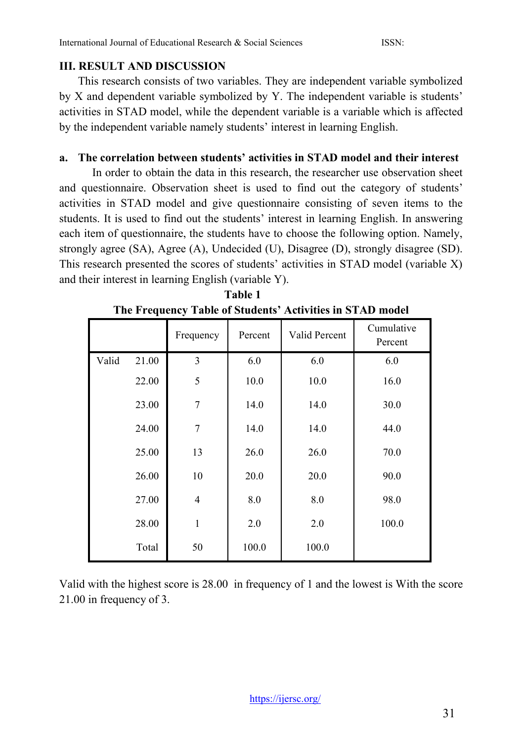## III. RESULT AND DISCUSSION

This research consists of two variables. They are independent variable symbolized by X and dependent variable symbolized by Y. The independent variable is students' activities in STAD model, while the dependent variable is a variable which is affected by the independent variable namely students' interest in learning English.

### a. The correlation between students' activities in STAD model and their interest

In order to obtain the data in this research, the researcher use observation sheet and questionnaire. Observation sheet is used to find out the category of students' activities in STAD model and give questionnaire consisting of seven items to the students. It is used to find out the students' interest in learning English. In answering each item of questionnaire, the students have to choose the following option. Namely, strongly agree (SA), Agree (A), Undecided (U), Disagree (D), strongly disagree (SD). This research presented the scores of students' activities in STAD model (variable X) and their interest in learning English (variable Y).

**Table 1**
**The Frequency Table of Students' Activities in STAD model**

| | | Frequency | Percent | Valid Percent | Cumulative Percent |
|---|---|---|---|---|---|
| Valid | 21.00 | 3 | 6.0 | 6.0 | 6.0 |
| | 22.00 | 5 | 10.0 | 10.0 | 16.0 |
| | 23.00 | 7 | 14.0 | 14.0 | 30.0 |
| | 24.00 | 7 | 14.0 | 14.0 | 44.0 |
| | 25.00 | 13 | 26.0 | 26.0 | 70.0 |
| | 26.00 | 10 | 20.0 | 20.0 | 90.0 |
| | 27.00 | 4 | 8.0 | 8.0 | 98.0 |
| | 28.00 | 1 | 2.0 | 2.0 | 100.0 |
| | Total | 50 | 100.0 | 100.0 | |

Valid with the highest score is 28.00 in frequency of 1 and the lowest is With the score 21.00 in frequency of 3.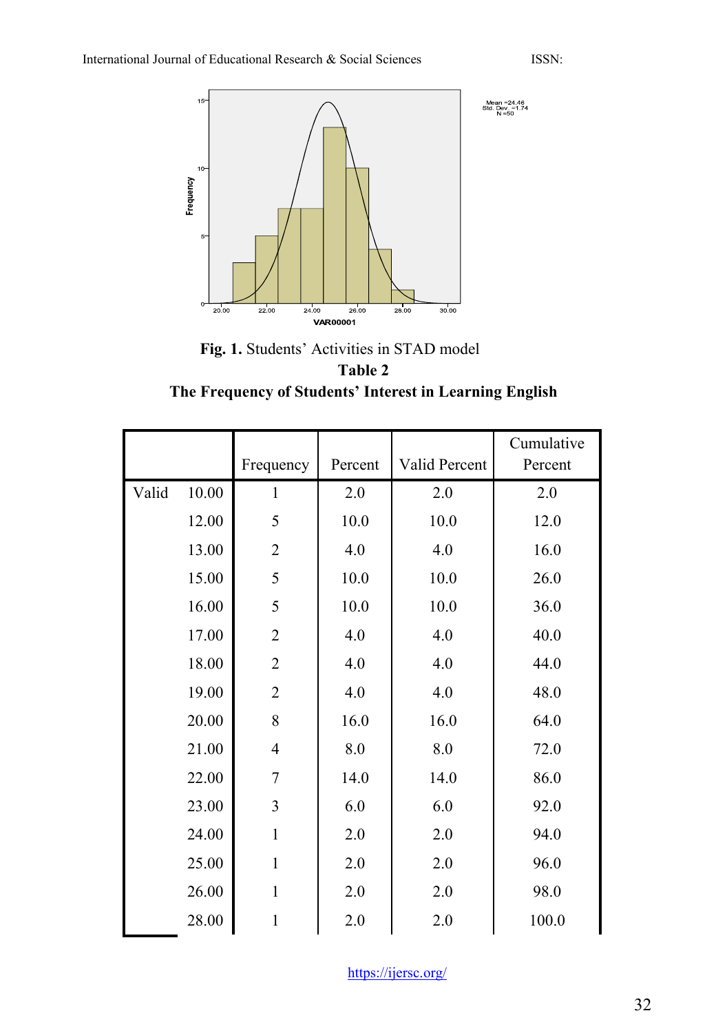Frequency

VAR00001

20.00 22.00 24.00 26.00 28.00 30.00

0 5 10 15

Mean =24.46
Std. Dev. =1.74
N =50

**Fig. 1.** Students' Activities in STAD model

**Table 2**

**The Frequency of Students' Interest in Learning English**

| | | Frequency | Percent | Valid Percent | Cumulative Percent |
|---|---|---|---|---|---|
| Valid | 10.00 | 1 | 2.0 | 2.0 | 2.0 |
| | 12.00 | 5 | 10.0 | 10.0 | 12.0 |
| | 13.00 | 2 | 4.0 | 4.0 | 16.0 |
| | 15.00 | 5 | 10.0 | 10.0 | 26.0 |
| | 16.00 | 5 | 10.0 | 10.0 | 36.0 |
| | 17.00 | 2 | 4.0 | 4.0 | 40.0 |
| | 18.00 | 2 | 4.0 | 4.0 | 44.0 |
| | 19.00 | 2 | 4.0 | 4.0 | 48.0 |
| | 20.00 | 8 | 16.0 | 16.0 | 64.0 |
| | 21.00 | 4 | 8.0 | 8.0 | 72.0 |
| | 22.00 | 7 | 14.0 | 14.0 | 86.0 |
| | 23.00 | 3 | 6.0 | 6.0 | 92.0 |
| | 24.00 | 1 | 2.0 | 2.0 | 94.0 |
| | 25.00 | 1 | 2.0 | 2.0 | 96.0 |
| | 26.00 | 1 | 2.0 | 2.0 | 98.0 |
| | 28.00 | 1 | 2.0 | 2.0 | 100.0 |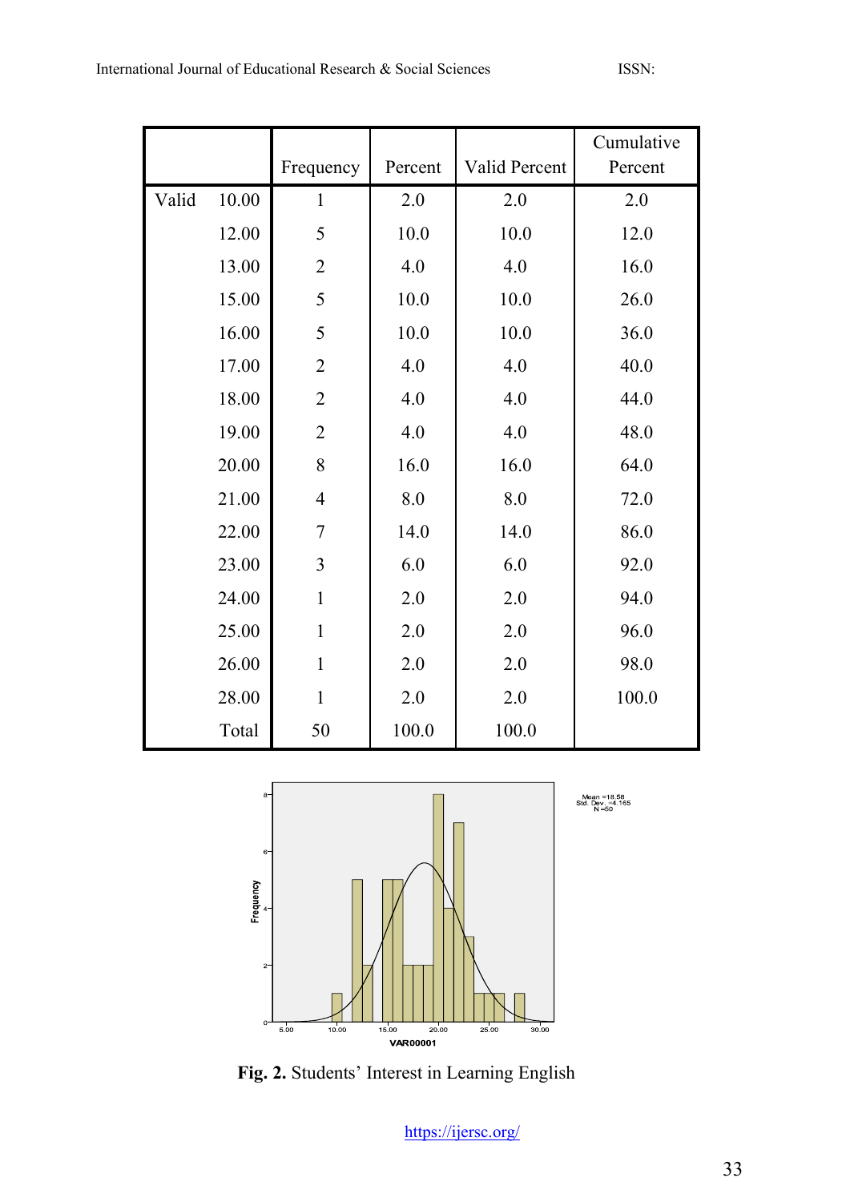| | | Frequency | Percent | Valid Percent | Cumulative Percent |
|---|---|---|---|---|---|
| Valid | 10.00 | 1 | 2.0 | 2.0 | 2.0 |
| | 12.00 | 5 | 10.0 | 10.0 | 12.0 |
| | 13.00 | 2 | 4.0 | 4.0 | 16.0 |
| | 15.00 | 5 | 10.0 | 10.0 | 26.0 |
| | 16.00 | 5 | 10.0 | 10.0 | 36.0 |
| | 17.00 | 2 | 4.0 | 4.0 | 40.0 |
| | 18.00 | 2 | 4.0 | 4.0 | 44.0 |
| | 19.00 | 2 | 4.0 | 4.0 | 48.0 |
| | 20.00 | 8 | 16.0 | 16.0 | 64.0 |
| | 21.00 | 4 | 8.0 | 8.0 | 72.0 |
| | 22.00 | 7 | 14.0 | 14.0 | 86.0 |
| | 23.00 | 3 | 6.0 | 6.0 | 92.0 |
| | 24.00 | 1 | 2.0 | 2.0 | 94.0 |
| | 25.00 | 1 | 2.0 | 2.0 | 96.0 |
| | 26.00 | 1 | 2.0 | 2.0 | 98.0 |
| | 28.00 | 1 | 2.0 | 2.0 | 100.0 |
| | Total | 50 | 100.0 | 100.0 | |

Mean =18.58
Std. Dev. =4.165
N =50

Frequency

VAR00001

**Fig. 2.** Students' Interest in Learning English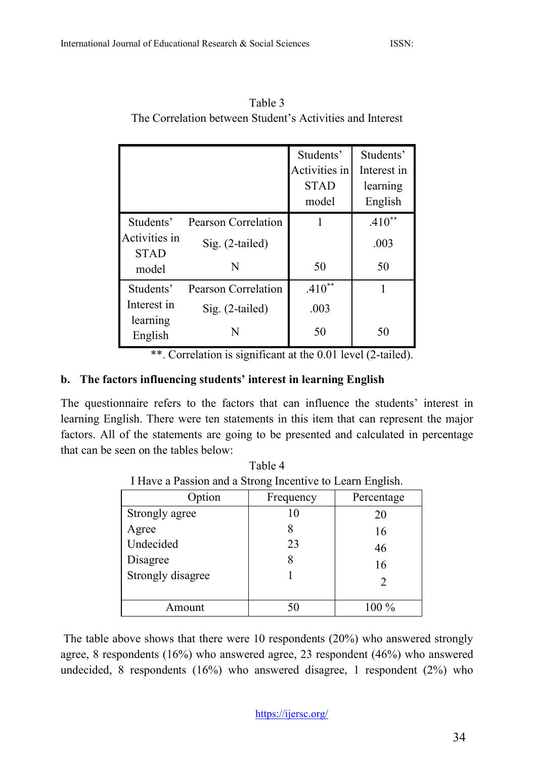Table 3
The Correlation between Student's Activities and Interest

| | | Students' Activities in STAD model | Students' Interest in learning English |
|---|---|---|---|
| Students' Activities in STAD model | Pearson Correlation | 1 | .410** |
| | Sig. (2-tailed) | | .003 |
| | N | 50 | 50 |
| Students' Interest in learning English | Pearson Correlation | .410** | 1 |
| | Sig. (2-tailed) | .003 | |
| | N | 50 | 50 |

**. Correlation is significant at the 0.01 level (2-tailed).

**b. The factors influencing students' interest in learning English**

The questionnaire refers to the factors that can influence the students' interest in learning English. There were ten statements in this item that can represent the major factors. All of the statements are going to be presented and calculated in percentage that can be seen on the tables below:

Table 4
I Have a Passion and a Strong Incentive to Learn English.

| Option | Frequency | Percentage |
|---|---|---|
| Strongly agree | 10 | 20 |
| Agree | 8 | 16 |
| Undecided | 23 | 46 |
| Disagree | 8 | 16 |
| Strongly disagree | 1 | 2 |
| Amount | 50 | 100 % |

The table above shows that there were 10 respondents (20%) who answered strongly agree, 8 respondents (16%) who answered agree, 23 respondent (46%) who answered undecided, 8 respondents (16%) who answered disagree, 1 respondent (2%) who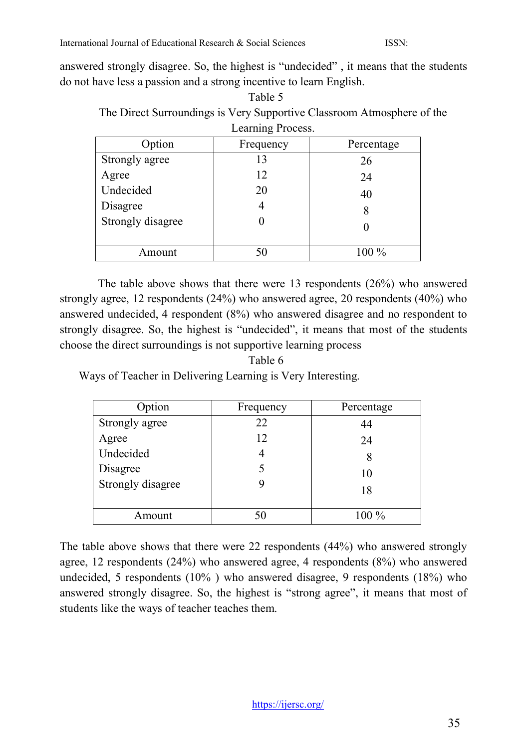answered strongly disagree. So, the highest is "undecided" , it means that the students do not have less a passion and a strong incentive to learn English.

Table 5
The Direct Surroundings is Very Supportive Classroom Atmosphere of the Learning Process.

| Option | Frequency | Percentage |
|---|---|---|
| Strongly agree | 13 | 26 |
| Agree | 12 | 24 |
| Undecided | 20 | 40 |
| Disagree | 4 | 8 |
| Strongly disagree | 0 | 0 |
| Amount | 50 | 100 % |

The table above shows that there were 13 respondents (26%) who answered strongly agree, 12 respondents (24%) who answered agree, 20 respondents (40%) who answered undecided, 4 respondent (8%) who answered disagree and no respondent to strongly disagree. So, the highest is "undecided", it means that most of the students choose the direct surroundings is not supportive learning process

Table 6
Ways of Teacher in Delivering Learning is Very Interesting.

| Option | Frequency | Percentage |
|---|---|---|
| Strongly agree | 22 | 44 |
| Agree | 12 | 24 |
| Undecided | 4 | 8 |
| Disagree | 5 | 10 |
| Strongly disagree | 9 | 18 |
| Amount | 50 | 100 % |

The table above shows that there were 22 respondents (44%) who answered strongly agree, 12 respondents (24%) who answered agree, 4 respondents (8%) who answered undecided, 5 respondents (10% ) who answered disagree, 9 respondents (18%) who answered strongly disagree. So, the highest is "strong agree", it means that most of students like the ways of teacher teaches them.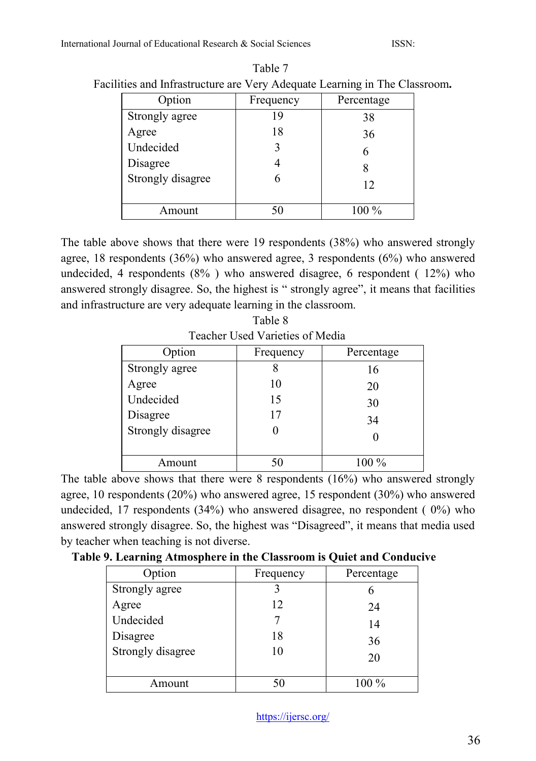Table 7

Facilities and Infrastructure are Very Adequate Learning in The Classroom**.**

| Option | Frequency | Percentage |
|---|---|---|
| Strongly agree | 19 | 38 |
| Agree | 18 | 36 |
| Undecided | 3 | 6 |
| Disagree | 4 | 8 |
| Strongly disagree | 6 | 12 |
| Amount | 50 | 100 % |

The table above shows that there were 19 respondents (38%) who answered strongly agree, 18 respondents (36%) who answered agree, 3 respondents (6%) who answered undecided, 4 respondents (8% ) who answered disagree, 6 respondent ( 12%) who answered strongly disagree. So, the highest is " strongly agree", it means that facilities and infrastructure are very adequate learning in the classroom.

Table 8

Teacher Used Varieties of Media

| Option | Frequency | Percentage |
|---|---|---|
| Strongly agree | 8 | 16 |
| Agree | 10 | 20 |
| Undecided | 15 | 30 |
| Disagree | 17 | 34 |
| Strongly disagree | 0 | 0 |
| Amount | 50 | 100 % |

The table above shows that there were 8 respondents (16%) who answered strongly agree, 10 respondents (20%) who answered agree, 15 respondent (30%) who answered undecided, 17 respondents (34%) who answered disagree, no respondent ( 0%) who answered strongly disagree. So, the highest was "Disagreed", it means that media used by teacher when teaching is not diverse.

**Table 9. Learning Atmosphere in the Classroom is Quiet and Conducive**

| Option | Frequency | Percentage |
|---|---|---|
| Strongly agree | 3 | 6 |
| Agree | 12 | 24 |
| Undecided | 7 | 14 |
| Disagree | 18 | 36 |
| Strongly disagree | 10 | 20 |
| Amount | 50 | 100 % |

https://ijersc.org/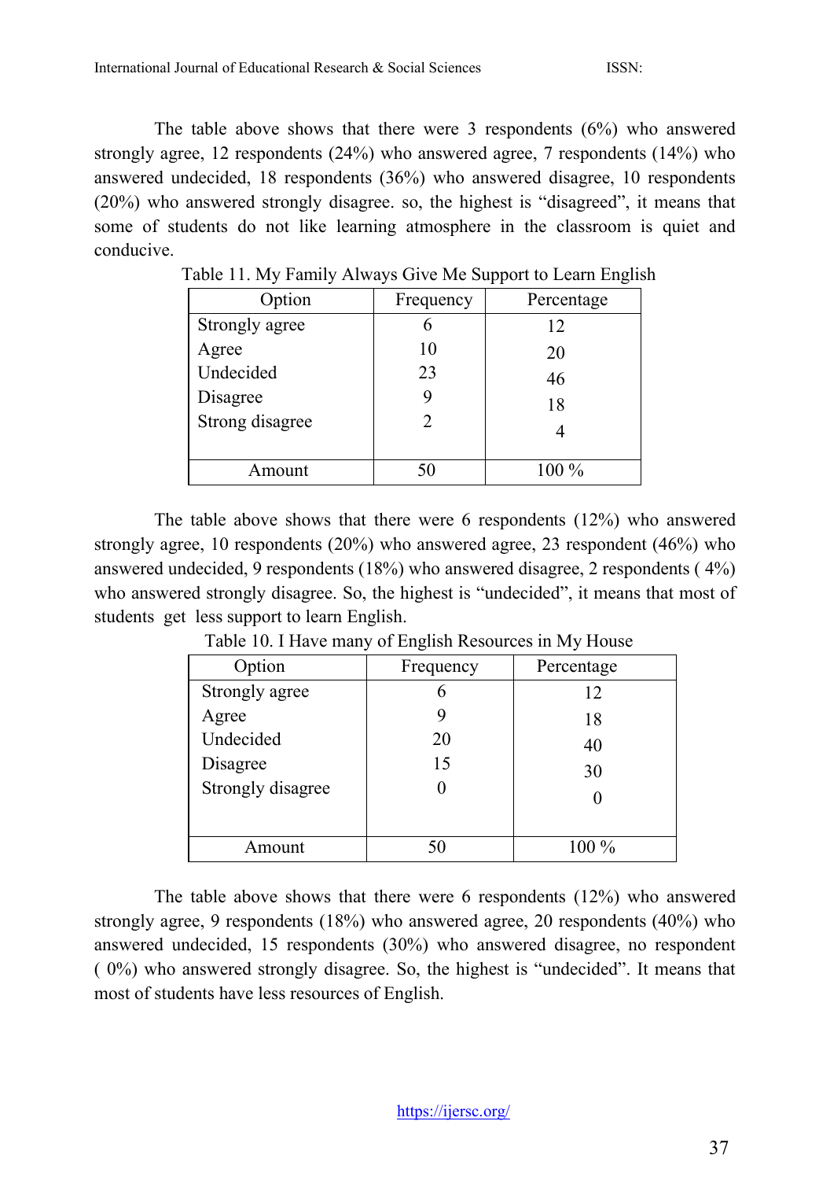The table above shows that there were 3 respondents (6%) who answered strongly agree, 12 respondents (24%) who answered agree, 7 respondents (14%) who answered undecided, 18 respondents (36%) who answered disagree, 10 respondents (20%) who answered strongly disagree. so, the highest is "disagreed", it means that some of students do not like learning atmosphere in the classroom is quiet and conducive.

Table 11. My Family Always Give Me Support to Learn English

| Option | Frequency | Percentage |
|---|---|---|
| Strongly agree | 6 | 12 |
| Agree | 10 | 20 |
| Undecided | 23 | 46 |
| Disagree | 9 | 18 |
| Strong disagree | 2 | 4 |
| Amount | 50 | 100 % |

The table above shows that there were 6 respondents (12%) who answered strongly agree, 10 respondents (20%) who answered agree, 23 respondent (46%) who answered undecided, 9 respondents (18%) who answered disagree, 2 respondents ( 4%) who answered strongly disagree. So, the highest is "undecided", it means that most of students get less support to learn English.

Table 10. I Have many of English Resources in My House

| Option | Frequency | Percentage |
|---|---|---|
| Strongly agree | 6 | 12 |
| Agree | 9 | 18 |
| Undecided | 20 | 40 |
| Disagree | 15 | 30 |
| Strongly disagree | 0 | 0 |
| Amount | 50 | 100 % |

The table above shows that there were 6 respondents (12%) who answered strongly agree, 9 respondents (18%) who answered agree, 20 respondents (40%) who answered undecided, 15 respondents (30%) who answered disagree, no respondent ( 0%) who answered strongly disagree. So, the highest is "undecided". It means that most of students have less resources of English.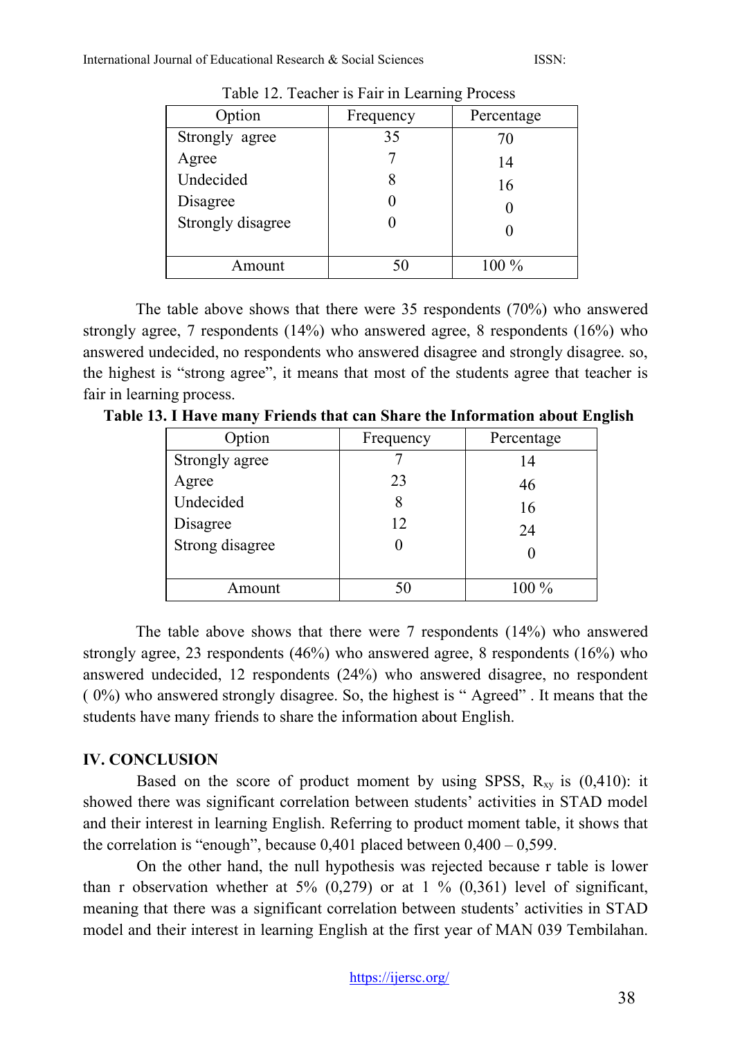Table 12. Teacher is Fair in Learning Process

| Option | Frequency | Percentage |
|---|---|---|
| Strongly agree | 35 | 70 |
| Agree | 7 | 14 |
| Undecided | 8 | 16 |
| Disagree | 0 | 0 |
| Strongly disagree | 0 | 0 |
| Amount | 50 | 100 % |

The table above shows that there were 35 respondents (70%) who answered strongly agree, 7 respondents (14%) who answered agree, 8 respondents (16%) who answered undecided, no respondents who answered disagree and strongly disagree. so, the highest is "strong agree", it means that most of the students agree that teacher is fair in learning process.

**Table 13. I Have many Friends that can Share the Information about English**

| Option | Frequency | Percentage |
|---|---|---|
| Strongly agree | 7 | 14 |
| Agree | 23 | 46 |
| Undecided | 8 | 16 |
| Disagree | 12 | 24 |
| Strong disagree | 0 | 0 |
| Amount | 50 | 100 % |

The table above shows that there were 7 respondents (14%) who answered strongly agree, 23 respondents (46%) who answered agree, 8 respondents (16%) who answered undecided, 12 respondents (24%) who answered disagree, no respondent ( 0%) who answered strongly disagree. So, the highest is " Agreed" . It means that the students have many friends to share the information about English.

## IV. CONCLUSION

Based on the score of product moment by using SPSS, $R_{xy}$ is (0,410): it showed there was significant correlation between students' activities in STAD model and their interest in learning English. Referring to product moment table, it shows that the correlation is "enough", because 0,401 placed between 0,400 – 0,599.

On the other hand, the null hypothesis was rejected because r table is lower than r observation whether at 5% (0,279) or at 1 % (0,361) level of significant, meaning that there was a significant correlation between students' activities in STAD model and their interest in learning English at the first year of MAN 039 Tembilahan.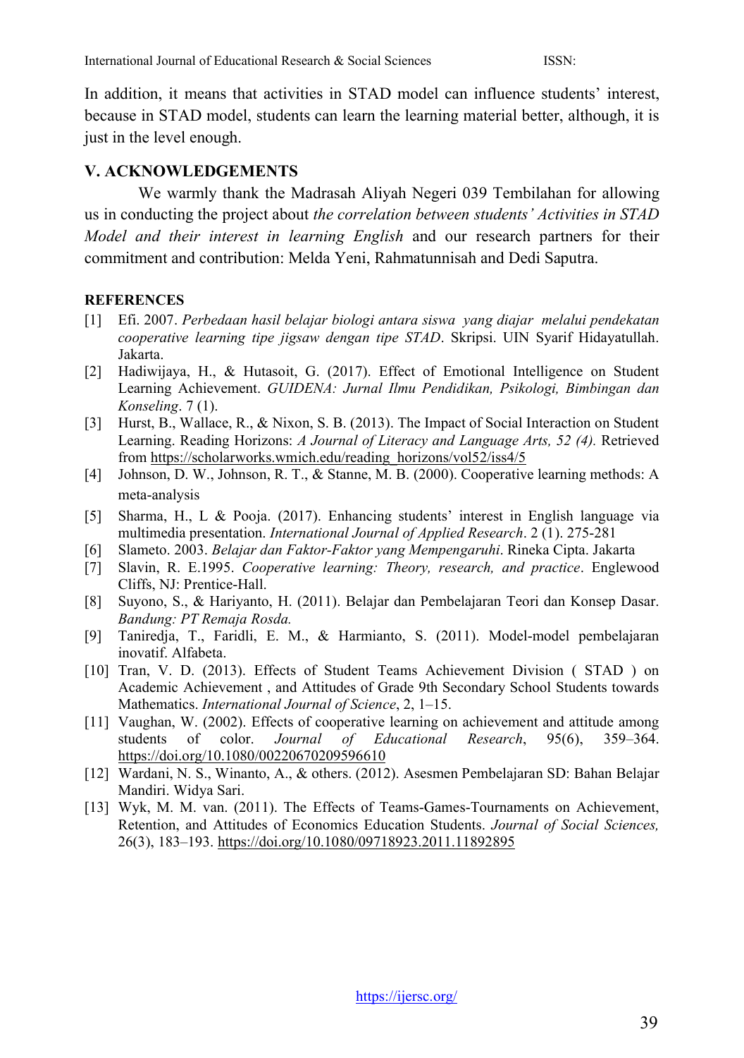In addition, it means that activities in STAD model can influence students' interest, because in STAD model, students can learn the learning material better, although, it is just in the level enough.

## V. ACKNOWLEDGEMENTS

We warmly thank the Madrasah Aliyah Negeri 039 Tembilahan for allowing us in conducting the project about *the correlation between students' Activities in STAD Model and their interest in learning English* and our research partners for their commitment and contribution: Melda Yeni, Rahmatunnisah and Dedi Saputra.

## REFERENCES

[1] Efi. 2007. *Perbedaan hasil belajar biologi antara siswa yang diajar melalui pendekatan cooperative learning tipe jigsaw dengan tipe STAD*. Skripsi. UIN Syarif Hidayatullah. Jakarta.

[2] Hadiwijaya, H., & Hutasoit, G. (2017). Effect of Emotional Intelligence on Student Learning Achievement. *GUIDENA: Jurnal Ilmu Pendidikan, Psikologi, Bimbingan dan Konseling*. 7 (1).

[3] Hurst, B., Wallace, R., & Nixon, S. B. (2013). The Impact of Social Interaction on Student Learning. Reading Horizons: *A Journal of Literacy and Language Arts, 52 (4).* Retrieved from https://scholarworks.wmich.edu/reading_horizons/vol52/iss4/5

[4] Johnson, D. W., Johnson, R. T., & Stanne, M. B. (2000). Cooperative learning methods: A meta-analysis

[5] Sharma, H., L & Pooja. (2017). Enhancing students' interest in English language via multimedia presentation. *International Journal of Applied Research*. 2 (1). 275-281

[6] Slameto. 2003. *Belajar dan Faktor-Faktor yang Mempengaruhi*. Rineka Cipta. Jakarta

[7] Slavin, R. E.1995. *Cooperative learning: Theory, research, and practice*. Englewood Cliffs, NJ: Prentice-Hall.

[8] Suyono, S., & Hariyanto, H. (2011). Belajar dan Pembelajaran Teori dan Konsep Dasar. *Bandung: PT Remaja Rosda.*

[9] Taniredja, T., Faridli, E. M., & Harmianto, S. (2011). Model-model pembelajaran inovatif. Alfabeta.

[10] Tran, V. D. (2013). Effects of Student Teams Achievement Division ( STAD ) on Academic Achievement , and Attitudes of Grade 9th Secondary School Students towards Mathematics. *International Journal of Science*, 2, 1–15.

[11] Vaughan, W. (2002). Effects of cooperative learning on achievement and attitude among students of color. *Journal of Educational Research*, 95(6), 359–364. https://doi.org/10.1080/00220670209596610

[12] Wardani, N. S., Winanto, A., & others. (2012). Asesmen Pembelajaran SD: Bahan Belajar Mandiri. Widya Sari.

[13] Wyk, M. M. van. (2011). The Effects of Teams-Games-Tournaments on Achievement, Retention, and Attitudes of Economics Education Students. *Journal of Social Sciences,* 26(3), 183–193. https://doi.org/10.1080/09718923.2011.11892895